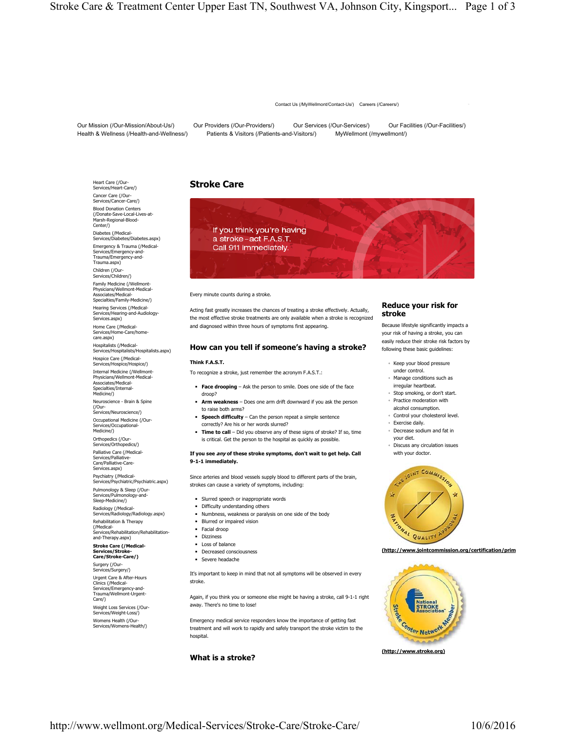Contact Us (/MyWellmont/Contact-Us/) Careers (/Careers/)

Our Mission (/Our-Mission/About-Us/) Our Providers (/Our-Providers/) Our Services (/Our-Services/) Our Facilities (/Our-Facilities/) Health & Wellness (/Health-and-Wellness/) Patients & Visitors (/Patients-and-Visitors/) MyWellmont (/mywellmont/)

- Heart Care (/Our-Services/Heart-Care/)
- Cancer Care (/Our-Services/Cancer-Care/)
- Blood Donation Centers (/Donate-Save-Local-Lives-at-Marsh-Regional-Blood-Center/)
- Diabetes (/Medical-Services/Diabetes/Diabetes.aspx)
- Emergency & Trauma (/Medical-Services/Emergency-and-Trauma/Emergency-and-Trauma.aspx)
- Children (/Our-Services/Children/)
- Family Medicine (/Wellmont-Physicians/Wellmont-Medical-Associates/Medical-Specialties/Family-Medicine/)
- Hearing Services (/Medical-Services/Hearing-and-Audiology-Services.aspx)
- Home Care (/Medical-Services/Home-Care/home-care.aspx)
- Hospitalists (/Medical-Services/Hospitalists/Hospitalists.aspx)
- Hospice Care (/Medical-Services/Hospice/Hospice/)
- Internal Medicine (/Wellmont-Physicians/Wellmont-Medical-Associates/Medical-Specialties/Internal-Medicine/)
- Neuroscience - Brain & Spine (/Our-Services/Neuroscience/)
- Occupational Medicine (/Our-Services/Occupational-Medicine/)
- Orthopedics (/Our-Services/Orthopedics/)
- Palliative Care (/Medical-Services/Palliative-Care/Palliative-Care-Services.aspx)
- Psychiatry (/Medical-Services/Psychiatric/Psychiatric.aspx)
- Pulmonology & Sleep (/Our-Services/Pulmonology-and-Sleep-Medicine/)
- Radiology (/Medical-Services/Radiology/Radiology.aspx)
- Rehabilitation & Therapy (/Medical-Services/Rehabilitation/Rehabilitation-and-Therapy.aspx)
- **Stroke Care (/Medical-Services/Stroke-Care/Stroke-Care/)**
- Surgery (/Our-Services/Surgery/)
- Urgent Care & After-Hours Clinics (/Medical-Services/Emergency-and-Trauma/Wellmont-Urgent-Care/)
- Weight Loss Services (/Our-Services/Weight-Loss/)
- Womens Health (/Our-Services/Womens-Health/)

# Stroke Care

If you think you're having a stroke – act F.A.S.T. Call 911 immediately.

Every minute counts during a stroke.

Acting fast greatly increases the chances of treating a stroke effectively. Actually, the most effective stroke treatments are only available when a stroke is recognized and diagnosed within three hours of symptoms first appearing.

## How can you tell if someone's having a stroke?

**Think F.A.S.T.**

To recognize a stroke, just remember the acronym F.A.S.T.:

- **Face drooping** – Ask the person to smile. Does one side of the face droop?
- **Arm weakness** – Does one arm drift downward if you ask the person to raise both arms?
- **Speech difficulty** – Can the person repeat a simple sentence correctly? Are his or her words slurred?
- **Time to call** – Did you observe any of these signs of stroke? If so, time is critical. Get the person to the hospital as quickly as possible.

**If you see *any* of these stroke symptoms, don't wait to get help. Call 9-1-1 immediately.**

Since arteries and blood vessels supply blood to different parts of the brain, strokes can cause a variety of symptoms, including:

- Slurred speech or inappropriate words
- Difficulty understanding others
- Numbness, weakness or paralysis on one side of the body
- Blurred or impaired vision
- Facial droop
- Dizziness
- Loss of balance
- Decreased consciousness
- Severe headache

It's important to keep in mind that not all symptoms will be observed in every stroke.

Again, if you think you or someone else might be having a stroke, call 9-1-1 right away. There's no time to lose!

Emergency medical service responders know the importance of getting fast treatment and will work to rapidly and safely transport the stroke victim to the hospital.

## What is a stroke?

## Reduce your risk for stroke

Because lifestyle significantly impacts a your risk of having a stroke, you can easily reduce their stroke risk factors by following these basic guidelines:

- Keep your blood pressure under control.
- Manage conditions such as irregular heartbeat.
- Stop smoking, or don't start.
- Practice moderation with alcohol consumption.
- Control your cholesterol level.
- Exercise daily.
- Decrease sodium and fat in your diet.
- Discuss any circulation issues with your doctor.

The Joint Commission National Quality Approval

**(http://www.jointcommission.org/certification/prim**

National Stroke Association Stroke Center Network Member

**(http://www.stroke.org)**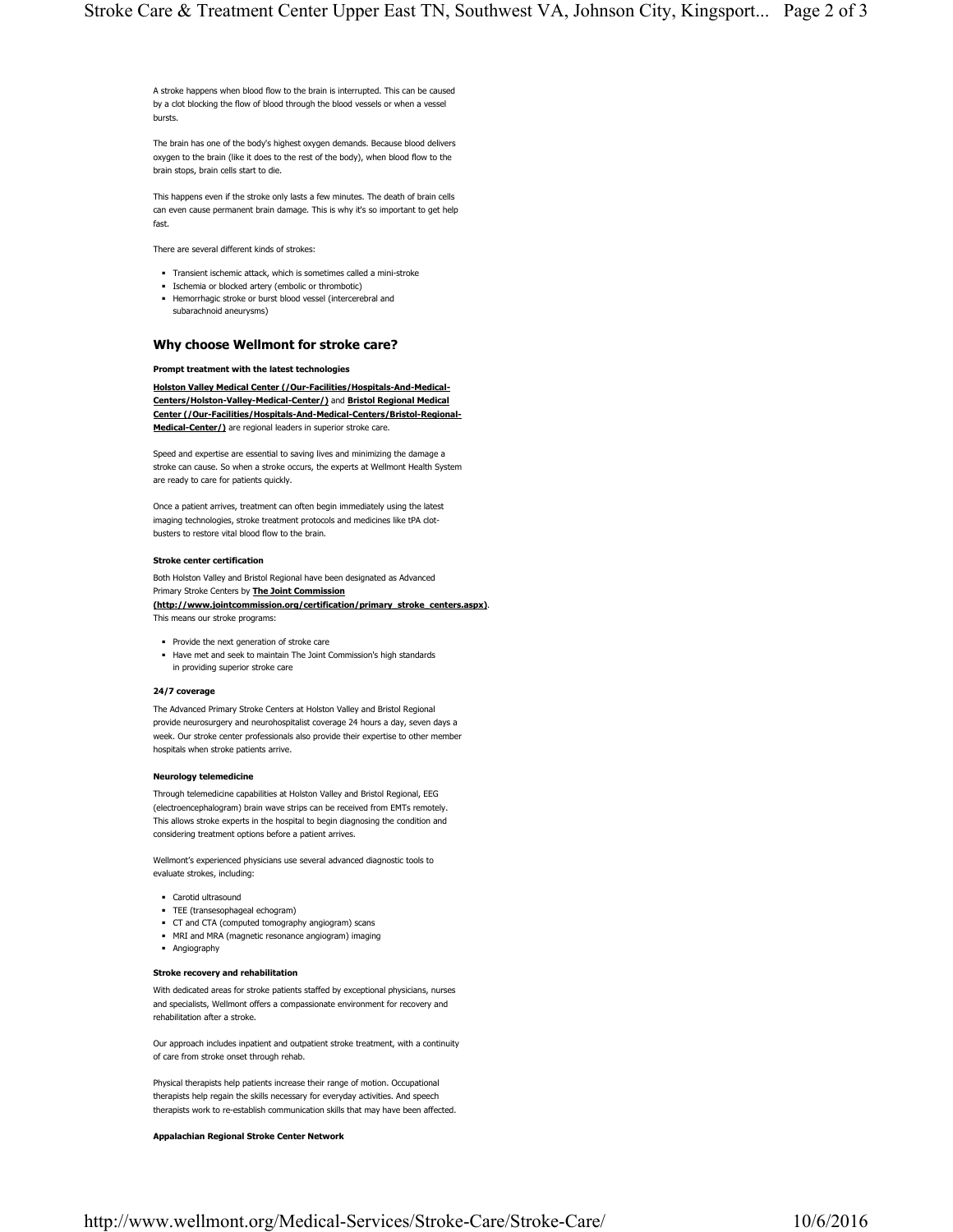A stroke happens when blood flow to the brain is interrupted. This can be caused by a clot blocking the flow of blood through the blood vessels or when a vessel bursts.

The brain has one of the body's highest oxygen demands. Because blood delivers oxygen to the brain (like it does to the rest of the body), when blood flow to the brain stops, brain cells start to die.

This happens even if the stroke only lasts a few minutes. The death of brain cells can even cause permanent brain damage. This is why it's so important to get help fast.

There are several different kinds of strokes:

- Transient ischemic attack, which is sometimes called a mini-stroke
- Ischemia or blocked artery (embolic or thrombotic)
- Hemorrhagic stroke or burst blood vessel (intercerebral and subarachnoid aneurysms)

## Why choose Wellmont for stroke care?

**Prompt treatment with the latest technologies**

**Holston Valley Medical Center (/Our-Facilities/Hospitals-And-Medical-Centers/Holston-Valley-Medical-Center/)** and **Bristol Regional Medical Center (/Our-Facilities/Hospitals-And-Medical-Centers/Bristol-Regional-Medical-Center/)** are regional leaders in superior stroke care.

Speed and expertise are essential to saving lives and minimizing the damage a stroke can cause. So when a stroke occurs, the experts at Wellmont Health System are ready to care for patients quickly.

Once a patient arrives, treatment can often begin immediately using the latest imaging technologies, stroke treatment protocols and medicines like tPA clot-busters to restore vital blood flow to the brain.

**Stroke center certification**

Both Holston Valley and Bristol Regional have been designated as Advanced Primary Stroke Centers by **The Joint Commission (http://www.jointcommission.org/certification/primary_stroke_centers.aspx)**. This means our stroke programs:

- Provide the next generation of stroke care
- Have met and seek to maintain The Joint Commission's high standards in providing superior stroke care

**24/7 coverage**

The Advanced Primary Stroke Centers at Holston Valley and Bristol Regional provide neurosurgery and neurohospitalist coverage 24 hours a day, seven days a week. Our stroke center professionals also provide their expertise to other member hospitals when stroke patients arrive.

**Neurology telemedicine**

Through telemedicine capabilities at Holston Valley and Bristol Regional, EEG (electroencephalogram) brain wave strips can be received from EMTs remotely. This allows stroke experts in the hospital to begin diagnosing the condition and considering treatment options before a patient arrives.

Wellmont's experienced physicians use several advanced diagnostic tools to evaluate strokes, including:

- Carotid ultrasound
- TEE (transesophageal echogram)
- CT and CTA (computed tomography angiogram) scans
- MRI and MRA (magnetic resonance angiogram) imaging
- Angiography

**Stroke recovery and rehabilitation**

With dedicated areas for stroke patients staffed by exceptional physicians, nurses and specialists, Wellmont offers a compassionate environment for recovery and rehabilitation after a stroke.

Our approach includes inpatient and outpatient stroke treatment, with a continuity of care from stroke onset through rehab.

Physical therapists help patients increase their range of motion. Occupational therapists help regain the skills necessary for everyday activities. And speech therapists work to re-establish communication skills that may have been affected.

**Appalachian Regional Stroke Center Network**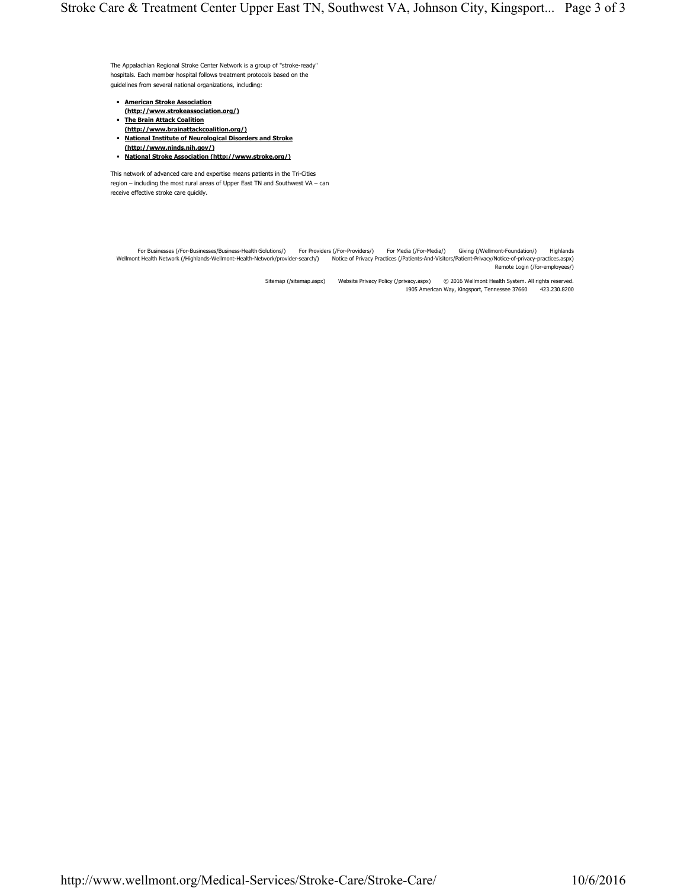The Appalachian Regional Stroke Center Network is a group of "stroke-ready" hospitals. Each member hospital follows treatment protocols based on the guidelines from several national organizations, including:

- **American Stroke Association (http://www.strokeassociation.org/)**
- **The Brain Attack Coalition (http://www.brainattackcoalition.org/)**
- **National Institute of Neurological Disorders and Stroke (http://www.ninds.nih.gov/)**
- **National Stroke Association (http://www.stroke.org/)**

This network of advanced care and expertise means patients in the Tri-Cities region – including the most rural areas of Upper East TN and Southwest VA – can receive effective stroke care quickly.

For Businesses (/For-Businesses/Business-Health-Solutions/) For Providers (/For-Providers/) For Media (/For-Media/) Giving (/Wellmont-Foundation/) Highlands Wellmont Health Network (/Highlands-Wellmont-Health-Network/provider-search/) Notice of Privacy Practices (/Patients-And-Visitors/Patient-Privacy/Notice-of-privacy-practices.aspx) Remote Login (/for-employees/)

Sitemap (/sitemap.aspx) Website Privacy Policy (/privacy.aspx) © 2016 Wellmont Health System. All rights reserved.
1905 American Way, Kingsport, Tennessee 37660 423.230.8200